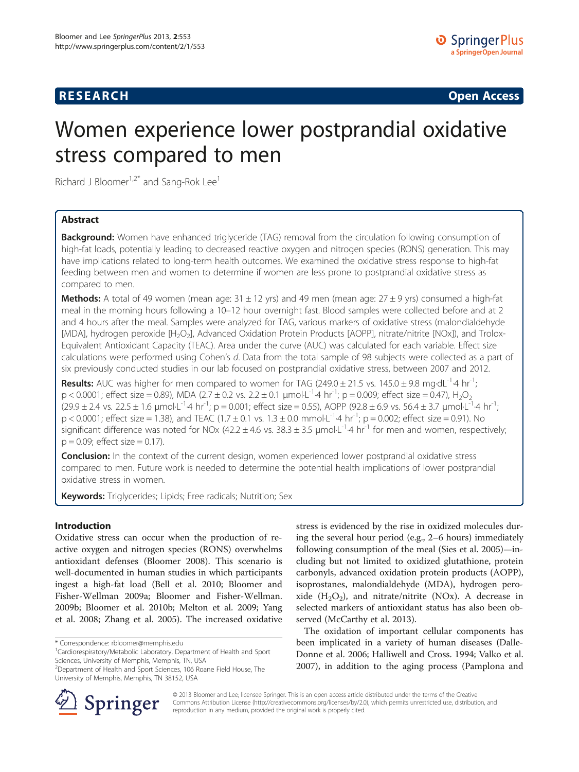**RESEARCH** **Open Access**

# Women experience lower postprandial oxidative stress compared to men

Richard J Bloomer[1,2*] and Sang-Rok Lee[1]

## Abstract

**Background:** Women have enhanced triglyceride (TAG) removal from the circulation following consumption of high-fat loads, potentially leading to decreased reactive oxygen and nitrogen species (RONS) generation. This may have implications related to long-term health outcomes. We examined the oxidative stress response to high-fat feeding between men and women to determine if women are less prone to postprandial oxidative stress as compared to men.

**Methods:** A total of 49 women (mean age: 31 ± 12 yrs) and 49 men (mean age: 27 ± 9 yrs) consumed a high-fat meal in the morning hours following a 10–12 hour overnight fast. Blood samples were collected before and at 2 and 4 hours after the meal. Samples were analyzed for TAG, various markers of oxidative stress (malondialdehyde [MDA], hydrogen peroxide [$H_2O_2$], Advanced Oxidation Protein Products [AOPP], nitrate/nitrite [NOx]), and Trolox-Equivalent Antioxidant Capacity (TEAC). Area under the curve (AUC) was calculated for each variable. Effect size calculations were performed using Cohen's *d*. Data from the total sample of 98 subjects were collected as a part of six previously conducted studies in our lab focused on postprandial oxidative stress, between 2007 and 2012.

**Results:** AUC was higher for men compared to women for TAG (249.0 ± 21.5 vs. 145.0 ± 9.8 $mg \cdot dL^{-1} \cdot 4\ hr^{-1}$; $p < 0.0001$; effect size = 0.89), MDA (2.7 ± 0.2 vs. 2.2 ± 0.1 $\mu mol \cdot L^{-1} \cdot 4\ hr^{-1}$; $p = 0.009$; effect size = 0.47), $H_2O_2$ (29.9 ± 2.4 vs. 22.5 ± 1.6 $\mu mol \cdot L^{-1} \cdot 4\ hr^{-1}$; $p = 0.001$; effect size = 0.55), AOPP (92.8 ± 6.9 vs. 56.4 ± 3.7 $\mu mol \cdot L^{-1} \cdot 4\ hr^{-1}$; $p < 0.0001$; effect size = 1.38), and TEAC (1.7 ± 0.1 vs. 1.3 ± 0.0 $mmol \cdot L^{-1} \cdot 4\ hr^{-1}$; $p = 0.002$; effect size = 0.91). No significant difference was noted for NOx (42.2 ± 4.6 vs. 38.3 ± 3.5 $\mu mol \cdot L^{-1} \cdot 4\ hr^{-1}$ for men and women, respectively; $p = 0.09$; effect size = 0.17).

**Conclusion:** In the context of the current design, women experienced lower postprandial oxidative stress compared to men. Future work is needed to determine the potential health implications of lower postprandial oxidative stress in women.

**Keywords:** Triglycerides; Lipids; Free radicals; Nutrition; Sex

## Introduction

Oxidative stress can occur when the production of reactive oxygen and nitrogen species (RONS) overwhelms antioxidant defenses (Bloomer 2008). This scenario is well-documented in human studies in which participants ingest a high-fat load (Bell et al. 2010; Bloomer and Fisher-Wellman 2009a; Bloomer and Fisher-Wellman. 2009b; Bloomer et al. 2010b; Melton et al. 2009; Yang et al. 2008; Zhang et al. 2005). The increased oxidative stress is evidenced by the rise in oxidized molecules during the several hour period (e.g., 2–6 hours) immediately following consumption of the meal (Sies et al. 2005)—including but not limited to oxidized glutathione, protein carbonyls, advanced oxidation protein products (AOPP), isoprostanes, malondialdehyde (MDA), hydrogen peroxide ($H_2O_2$), and nitrate/nitrite (NOx). A decrease in selected markers of antioxidant status has also been observed (McCarthy et al. 2013).

The oxidation of important cellular components has been implicated in a variety of human diseases (Dalle-Donne et al. 2006; Halliwell and Cross. 1994; Valko et al. 2007), in addition to the aging process (Pamplona and

\* Correspondence: rbloomer@memphis.edu
[1]Cardiorespiratory/Metabolic Laboratory, Department of Health and Sport Sciences, University of Memphis, Memphis, TN, USA
[2]Department of Health and Sport Sciences, 106 Roane Field House, The University of Memphis, Memphis, TN 38152, USA

© 2013 Bloomer and Lee; licensee Springer. This is an open access article distributed under the terms of the Creative Commons Attribution License (http://creativecommons.org/licenses/by/2.0), which permits unrestricted use, distribution, and reproduction in any medium, provided the original work is properly cited.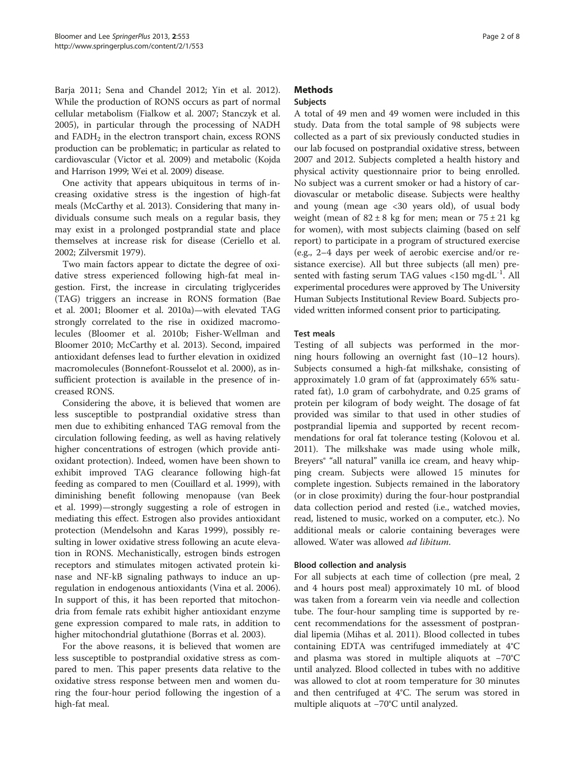Barja 2011; Sena and Chandel 2012; Yin et al. 2012). While the production of RONS occurs as part of normal cellular metabolism (Fialkow et al. 2007; Stanczyk et al. 2005), in particular through the processing of NADH and $FADH_2$ in the electron transport chain, excess RONS production can be problematic; in particular as related to cardiovascular (Victor et al. 2009) and metabolic (Kojda and Harrison 1999; Wei et al. 2009) disease.

One activity that appears ubiquitous in terms of increasing oxidative stress is the ingestion of high-fat meals (McCarthy et al. 2013). Considering that many individuals consume such meals on a regular basis, they may exist in a prolonged postprandial state and place themselves at increase risk for disease (Ceriello et al. 2002; Zilversmit 1979).

Two main factors appear to dictate the degree of oxidative stress experienced following high-fat meal ingestion. First, the increase in circulating triglycerides (TAG) triggers an increase in RONS formation (Bae et al. 2001; Bloomer et al. 2010a)—with elevated TAG strongly correlated to the rise in oxidized macromolecules (Bloomer et al. 2010b; Fisher-Wellman and Bloomer 2010; McCarthy et al. 2013). Second, impaired antioxidant defenses lead to further elevation in oxidized macromolecules (Bonnefont-Rousselot et al. 2000), as insufficient protection is available in the presence of increased RONS.

Considering the above, it is believed that women are less susceptible to postprandial oxidative stress than men due to exhibiting enhanced TAG removal from the circulation following feeding, as well as having relatively higher concentrations of estrogen (which provide antioxidant protection). Indeed, women have been shown to exhibit improved TAG clearance following high-fat feeding as compared to men (Couillard et al. 1999), with diminishing benefit following menopause (van Beek et al. 1999)—strongly suggesting a role of estrogen in mediating this effect. Estrogen also provides antioxidant protection (Mendelsohn and Karas 1999), possibly resulting in lower oxidative stress following an acute elevation in RONS. Mechanistically, estrogen binds estrogen receptors and stimulates mitogen activated protein kinase and NF-kB signaling pathways to induce an upregulation in endogenous antioxidants (Vina et al. 2006). In support of this, it has been reported that mitochondria from female rats exhibit higher antioxidant enzyme gene expression compared to male rats, in addition to higher mitochondrial glutathione (Borras et al. 2003).

For the above reasons, it is believed that women are less susceptible to postprandial oxidative stress as compared to men. This paper presents data relative to the oxidative stress response between men and women during the four-hour period following the ingestion of a high-fat meal.

## Methods

### Subjects

A total of 49 men and 49 women were included in this study. Data from the total sample of 98 subjects were collected as a part of six previously conducted studies in our lab focused on postprandial oxidative stress, between 2007 and 2012. Subjects completed a health history and physical activity questionnaire prior to being enrolled. No subject was a current smoker or had a history of cardiovascular or metabolic disease. Subjects were healthy and young (mean age <30 years old), of usual body weight (mean of $82 \pm 8$ kg for men; mean or $75 \pm 21$ kg for women), with most subjects claiming (based on self report) to participate in a program of structured exercise (e.g., 2–4 days per week of aerobic exercise and/or resistance exercise). All but three subjects (all men) presented with fasting serum TAG values <150 $mg \cdot dL^{-1}$. All experimental procedures were approved by The University Human Subjects Institutional Review Board. Subjects provided written informed consent prior to participating.

### Test meals

Testing of all subjects was performed in the morning hours following an overnight fast (10–12 hours). Subjects consumed a high-fat milkshake, consisting of approximately 1.0 gram of fat (approximately 65% saturated fat), 1.0 gram of carbohydrate, and 0.25 grams of protein per kilogram of body weight. The dosage of fat provided was similar to that used in other studies of postprandial lipemia and supported by recent recommendations for oral fat tolerance testing (Kolovou et al. 2011). The milkshake was made using whole milk, Breyers® "all natural" vanilla ice cream, and heavy whipping cream. Subjects were allowed 15 minutes for complete ingestion. Subjects remained in the laboratory (or in close proximity) during the four-hour postprandial data collection period and rested (i.e., watched movies, read, listened to music, worked on a computer, etc.). No additional meals or calorie containing beverages were allowed. Water was allowed *ad libitum*.

### Blood collection and analysis

For all subjects at each time of collection (pre meal, 2 and 4 hours post meal) approximately 10 mL of blood was taken from a forearm vein via needle and collection tube. The four-hour sampling time is supported by recent recommendations for the assessment of postprandial lipemia (Mihas et al. 2011). Blood collected in tubes containing EDTA was centrifuged immediately at 4°C and plasma was stored in multiple aliquots at −70°C until analyzed. Blood collected in tubes with no additive was allowed to clot at room temperature for 30 minutes and then centrifuged at 4°C. The serum was stored in multiple aliquots at −70°C until analyzed.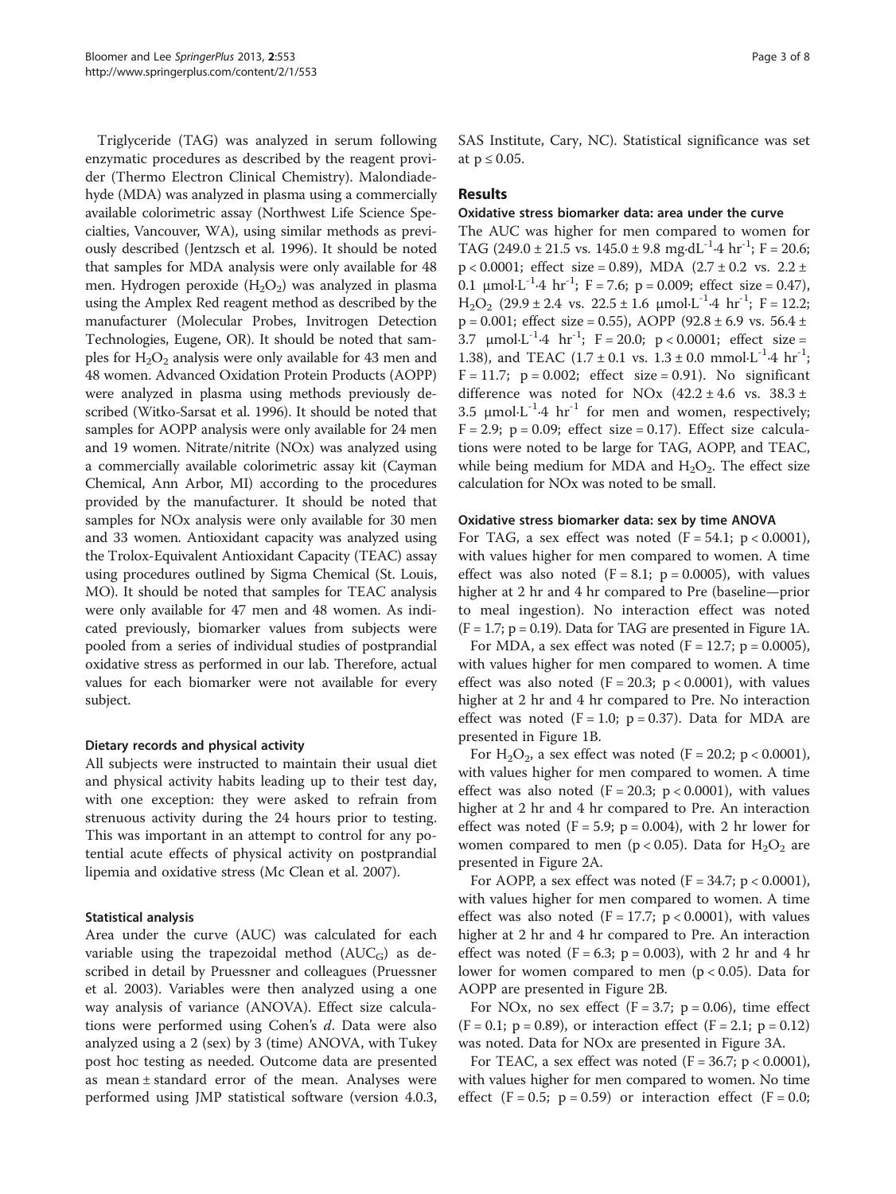Triglyceride (TAG) was analyzed in serum following enzymatic procedures as described by the reagent provider (Thermo Electron Clinical Chemistry). Malondiadehyde (MDA) was analyzed in plasma using a commercially available colorimetric assay (Northwest Life Science Specialties, Vancouver, WA), using similar methods as previously described (Jentzsch et al. 1996). It should be noted that samples for MDA analysis were only available for 48 men. Hydrogen peroxide ($H_2O_2$) was analyzed in plasma using the Amplex Red reagent method as described by the manufacturer (Molecular Probes, Invitrogen Detection Technologies, Eugene, OR). It should be noted that samples for $H_2O_2$ analysis were only available for 43 men and 48 women. Advanced Oxidation Protein Products (AOPP) were analyzed in plasma using methods previously described (Witko-Sarsat et al. 1996). It should be noted that samples for AOPP analysis were only available for 24 men and 19 women. Nitrate/nitrite (NOx) was analyzed using a commercially available colorimetric assay kit (Cayman Chemical, Ann Arbor, MI) according to the procedures provided by the manufacturer. It should be noted that samples for NOx analysis were only available for 30 men and 33 women. Antioxidant capacity was analyzed using the Trolox-Equivalent Antioxidant Capacity (TEAC) assay using procedures outlined by Sigma Chemical (St. Louis, MO). It should be noted that samples for TEAC analysis were only available for 47 men and 48 women. As indicated previously, biomarker values from subjects were pooled from a series of individual studies of postprandial oxidative stress as performed in our lab. Therefore, actual values for each biomarker were not available for every subject.

### Dietary records and physical activity

All subjects were instructed to maintain their usual diet and physical activity habits leading up to their test day, with one exception: they were asked to refrain from strenuous activity during the 24 hours prior to testing. This was important in an attempt to control for any potential acute effects of physical activity on postprandial lipemia and oxidative stress (Mc Clean et al. 2007).

### Statistical analysis

Area under the curve (AUC) was calculated for each variable using the trapezoidal method ($AUC_G$) as described in detail by Pruessner and colleagues (Pruessner et al. 2003). Variables were then analyzed using a one way analysis of variance (ANOVA). Effect size calculations were performed using Cohen's *d*. Data were also analyzed using a 2 (sex) by 3 (time) ANOVA, with Tukey post hoc testing as needed. Outcome data are presented as mean ± standard error of the mean. Analyses were performed using JMP statistical software (version 4.0.3, SAS Institute, Cary, NC). Statistical significance was set at $p \leq 0.05$.

## Results

### Oxidative stress biomarker data: area under the curve

The AUC was higher for men compared to women for TAG (249.0 ± 21.5 vs. 145.0 ± 9.8 $mg \cdot dL^{-1} \cdot 4\ hr^{-1}$; $F = 20.6$; $p < 0.0001$; effect size = 0.89), MDA (2.7 ± 0.2 vs. 2.2 ± 0.1 $\mu mol \cdot L^{-1} \cdot 4\ hr^{-1}$; $F = 7.6$; $p = 0.009$; effect size = 0.47), $H_2O_2$ (29.9 ± 2.4 vs. 22.5 ± 1.6 $\mu mol \cdot L^{-1} \cdot 4\ hr^{-1}$; $F = 12.2$; $p = 0.001$; effect size = 0.55), AOPP (92.8 ± 6.9 vs. 56.4 ± 3.7 $\mu mol \cdot L^{-1} \cdot 4\ hr^{-1}$; $F = 20.0$; $p < 0.0001$; effect size = 1.38), and TEAC (1.7 ± 0.1 vs. 1.3 ± 0.0 $mmol \cdot L^{-1} \cdot 4\ hr^{-1}$; $F = 11.7$; $p = 0.002$; effect size = 0.91). No significant difference was noted for NOx (42.2 ± 4.6 vs. 38.3 ± 3.5 $\mu mol \cdot L^{-1} \cdot 4\ hr^{-1}$ for men and women, respectively; $F = 2.9$; $p = 0.09$; effect size = 0.17). Effect size calculations were noted to be large for TAG, AOPP, and TEAC, while being medium for MDA and $H_2O_2$. The effect size calculation for NOx was noted to be small.

### Oxidative stress biomarker data: sex by time ANOVA

For TAG, a sex effect was noted ($F = 54.1$; $p < 0.0001$), with values higher for men compared to women. A time effect was also noted ($F = 8.1$; $p = 0.0005$), with values higher at 2 hr and 4 hr compared to Pre (baseline—prior to meal ingestion). No interaction effect was noted ($F = 1.7$; $p = 0.19$). Data for TAG are presented in Figure 1A.

For MDA, a sex effect was noted ($F = 12.7$; $p = 0.0005$), with values higher for men compared to women. A time effect was also noted ($F = 20.3$; $p < 0.0001$), with values higher at 2 hr and 4 hr compared to Pre. No interaction effect was noted ($F = 1.0$; $p = 0.37$). Data for MDA are presented in Figure 1B.

For $H_2O_2$, a sex effect was noted ($F = 20.2$; $p < 0.0001$), with values higher for men compared to women. A time effect was also noted ($F = 20.3$; $p < 0.0001$), with values higher at 2 hr and 4 hr compared to Pre. An interaction effect was noted ($F = 5.9$; $p = 0.004$), with 2 hr lower for women compared to men ($p < 0.05$). Data for $H_2O_2$ are presented in Figure 2A.

For AOPP, a sex effect was noted ($F = 34.7$; $p < 0.0001$), with values higher for men compared to women. A time effect was also noted ($F = 17.7$; $p < 0.0001$), with values higher at 2 hr and 4 hr compared to Pre. An interaction effect was noted ($F = 6.3$; $p = 0.003$), with 2 hr and 4 hr lower for women compared to men ($p < 0.05$). Data for AOPP are presented in Figure 2B.

For NOx, no sex effect ($F = 3.7$; $p = 0.06$), time effect ($F = 0.1$; $p = 0.89$), or interaction effect ($F = 2.1$; $p = 0.12$) was noted. Data for NOx are presented in Figure 3A.

For TEAC, a sex effect was noted ($F = 36.7$; $p < 0.0001$), with values higher for men compared to women. No time effect ($F = 0.5$; $p = 0.59$) or interaction effect ($F = 0.0$;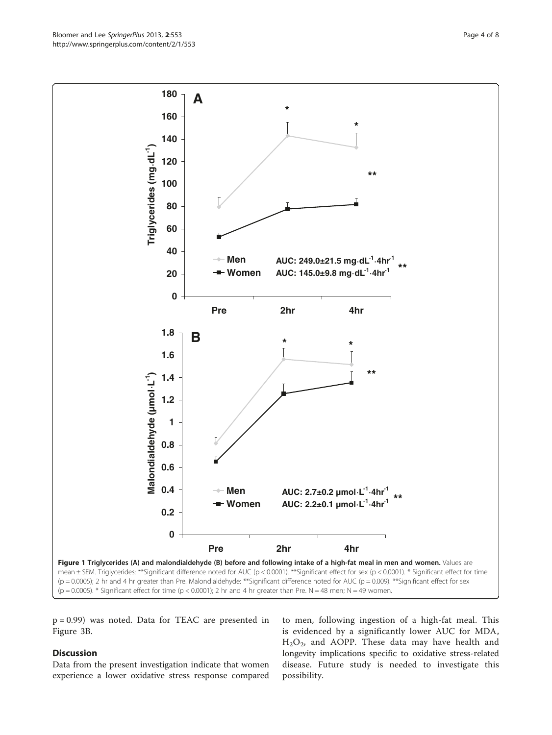**Figure 1 Triglycerides (A) and malondialdehyde (B) before and following intake of a high-fat meal in men and women.** Values are mean ± SEM. Triglycerides: **Significant difference noted for AUC ($p < 0.0001$). **Significant effect for sex ($p < 0.0001$). * Significant effect for time ($p = 0.0005$); 2 hr and 4 hr greater than Pre. Malondialdehyde: **Significant difference noted for AUC ($p = 0.009$). **Significant effect for sex ($p = 0.0005$). * Significant effect for time ($p < 0.0001$); 2 hr and 4 hr greater than Pre. N = 48 men; N = 49 women.

$p = 0.99$) was noted. Data for TEAC are presented in Figure 3B.

## Discussion

Data from the present investigation indicate that women experience a lower oxidative stress response compared to men, following ingestion of a high-fat meal. This is evidenced by a significantly lower AUC for MDA, $H_2O_2$, and AOPP. These data may have health and longevity implications specific to oxidative stress-related disease. Future study is needed to investigate this possibility.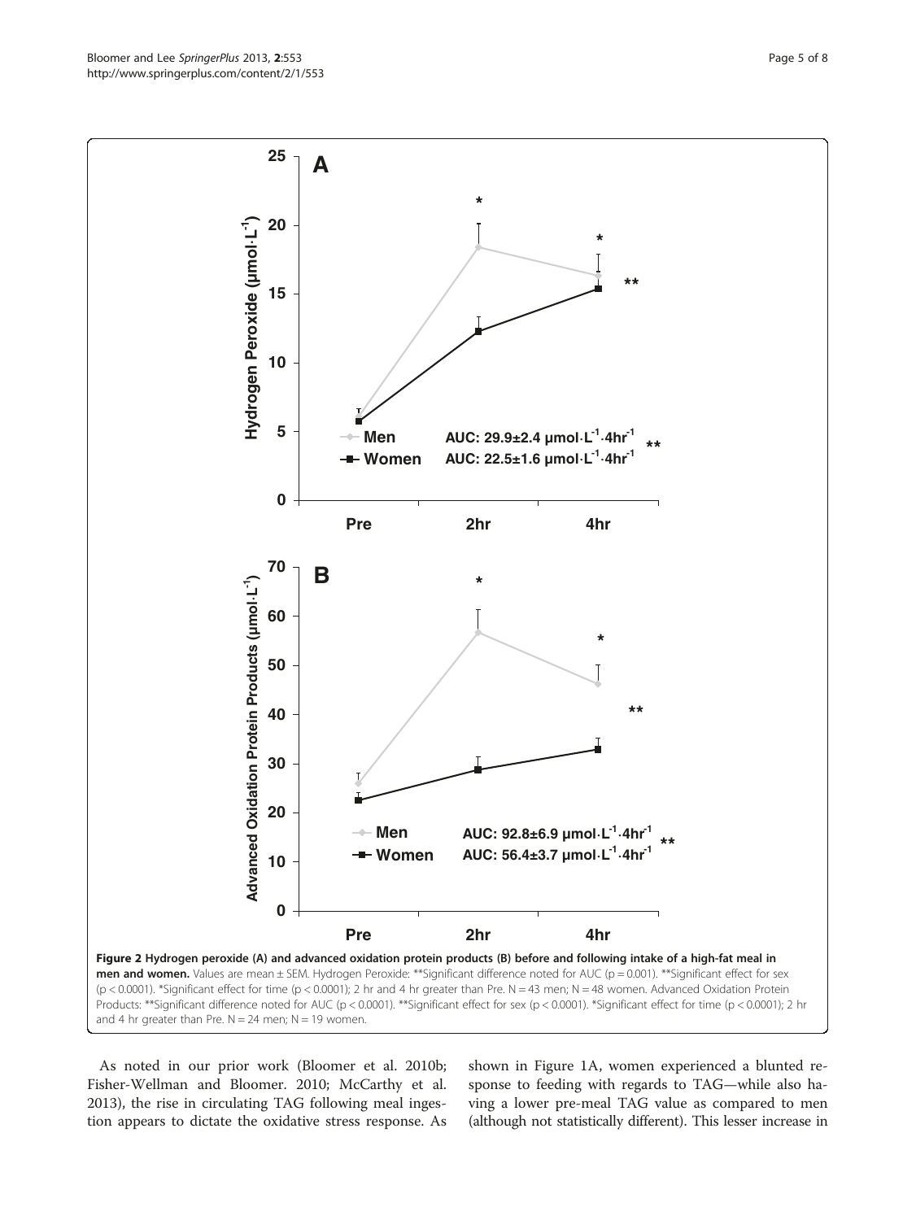**Figure 2 Hydrogen peroxide (A) and advanced oxidation protein products (B) before and following intake of a high-fat meal in men and women.** Values are mean ± SEM. Hydrogen Peroxide: **Significant difference noted for AUC (p = 0.001). **Significant effect for sex (p < 0.0001). *Significant effect for time (p < 0.0001); 2 hr and 4 hr greater than Pre. N = 43 men; N = 48 women. Advanced Oxidation Protein Products: **Significant difference noted for AUC (p < 0.0001). **Significant effect for sex (p < 0.0001). *Significant effect for time (p < 0.0001); 2 hr and 4 hr greater than Pre. N = 24 men; N = 19 women.

As noted in our prior work (Bloomer et al. 2010b; Fisher-Wellman and Bloomer. 2010; McCarthy et al. 2013), the rise in circulating TAG following meal ingestion appears to dictate the oxidative stress response. As shown in Figure 1A, women experienced a blunted response to feeding with regards to TAG—while also having a lower pre-meal TAG value as compared to men (although not statistically different). This lesser increase in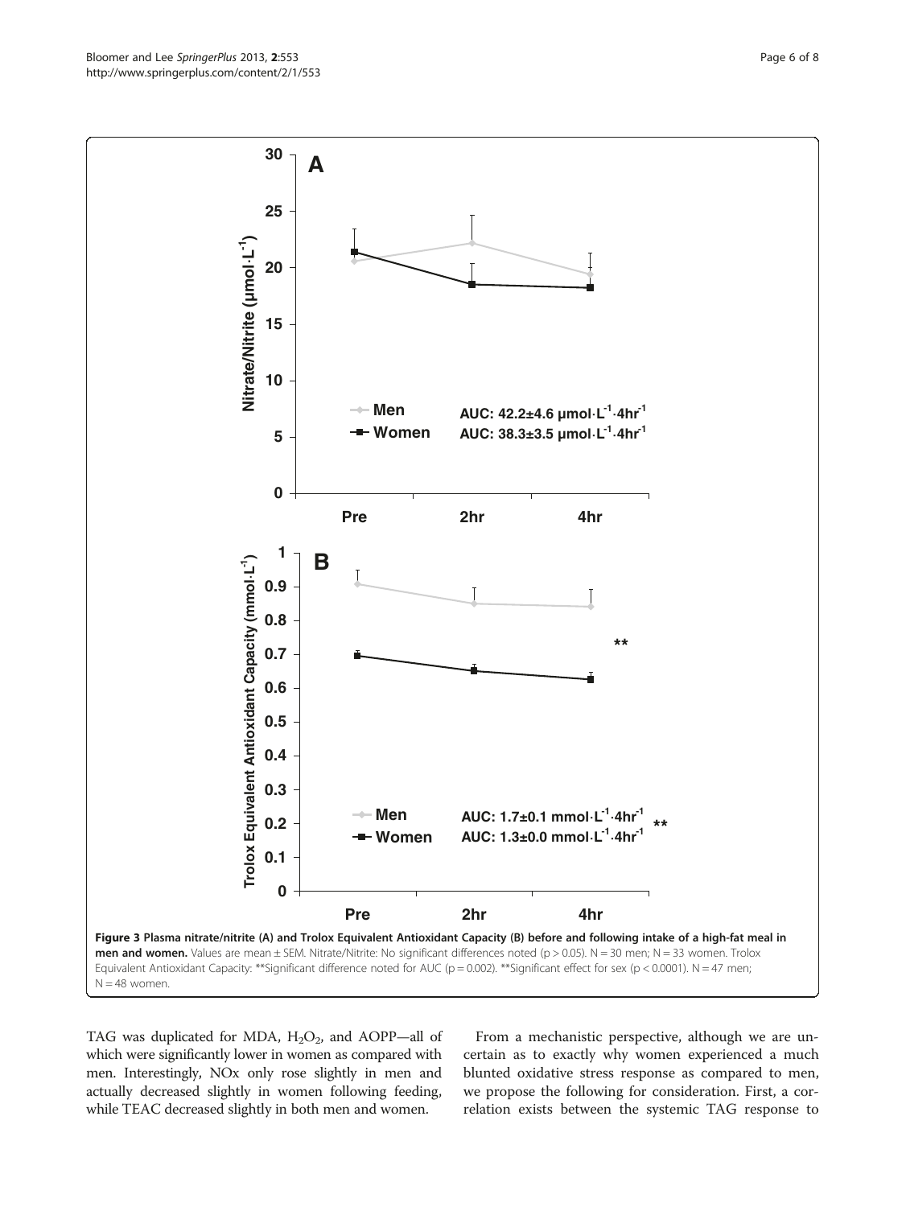**Figure 3 Plasma nitrate/nitrite (A) and Trolox Equivalent Antioxidant Capacity (B) before and following intake of a high-fat meal in men and women.** Values are mean ± SEM. Nitrate/Nitrite: No significant differences noted ($p > 0.05$). N = 30 men; N = 33 women. Trolox Equivalent Antioxidant Capacity: **Significant difference noted for AUC ($p = 0.002$). **Significant effect for sex ($p < 0.0001$). N = 47 men; N = 48 women.

TAG was duplicated for MDA, $H_2O_2$, and AOPP—all of which were significantly lower in women as compared with men. Interestingly, NOx only rose slightly in men and actually decreased slightly in women following feeding, while TEAC decreased slightly in both men and women.

From a mechanistic perspective, although we are uncertain as to exactly why women experienced a much blunted oxidative stress response as compared to men, we propose the following for consideration. First, a correlation exists between the systemic TAG response to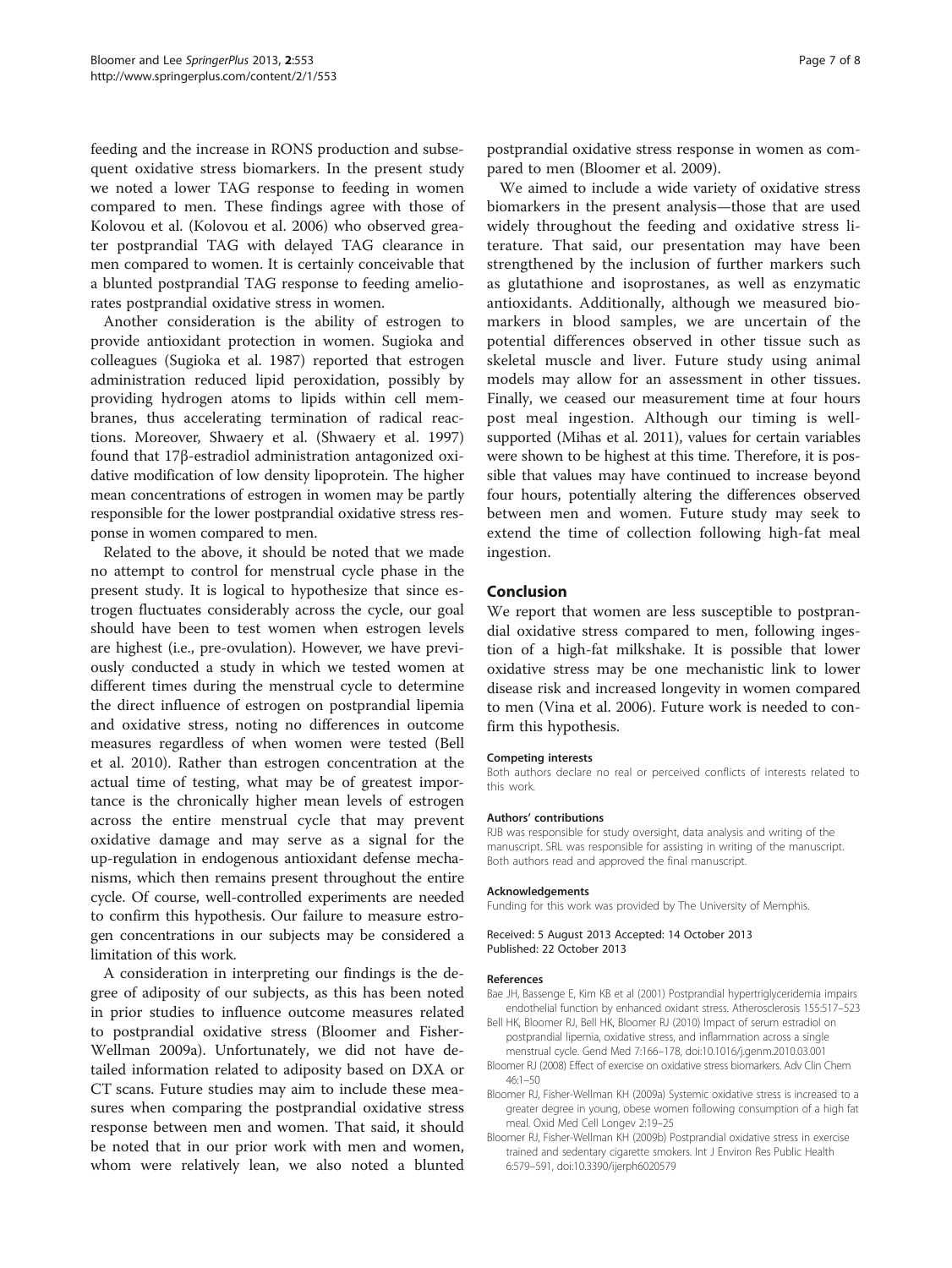feeding and the increase in RONS production and subsequent oxidative stress biomarkers. In the present study we noted a lower TAG response to feeding in women compared to men. These findings agree with those of Kolovou et al. (Kolovou et al. 2006) who observed greater postprandial TAG with delayed TAG clearance in men compared to women. It is certainly conceivable that a blunted postprandial TAG response to feeding ameliorates postprandial oxidative stress in women.

Another consideration is the ability of estrogen to provide antioxidant protection in women. Sugioka and colleagues (Sugioka et al. 1987) reported that estrogen administration reduced lipid peroxidation, possibly by providing hydrogen atoms to lipids within cell membranes, thus accelerating termination of radical reactions. Moreover, Shwaery et al. (Shwaery et al. 1997) found that 17β-estradiol administration antagonized oxidative modification of low density lipoprotein. The higher mean concentrations of estrogen in women may be partly responsible for the lower postprandial oxidative stress response in women compared to men.

Related to the above, it should be noted that we made no attempt to control for menstrual cycle phase in the present study. It is logical to hypothesize that since estrogen fluctuates considerably across the cycle, our goal should have been to test women when estrogen levels are highest (i.e., pre-ovulation). However, we have previously conducted a study in which we tested women at different times during the menstrual cycle to determine the direct influence of estrogen on postprandial lipemia and oxidative stress, noting no differences in outcome measures regardless of when women were tested (Bell et al. 2010). Rather than estrogen concentration at the actual time of testing, what may be of greatest importance is the chronically higher mean levels of estrogen across the entire menstrual cycle that may prevent oxidative damage and may serve as a signal for the up-regulation in endogenous antioxidant defense mechanisms, which then remains present throughout the entire cycle. Of course, well-controlled experiments are needed to confirm this hypothesis. Our failure to measure estrogen concentrations in our subjects may be considered a limitation of this work.

A consideration in interpreting our findings is the degree of adiposity of our subjects, as this has been noted in prior studies to influence outcome measures related to postprandial oxidative stress (Bloomer and Fisher-Wellman 2009a). Unfortunately, we did not have detailed information related to adiposity based on DXA or CT scans. Future studies may aim to include these measures when comparing the postprandial oxidative stress response between men and women. That said, it should be noted that in our prior work with men and women, whom were relatively lean, we also noted a blunted postprandial oxidative stress response in women as compared to men (Bloomer et al. 2009).

We aimed to include a wide variety of oxidative stress biomarkers in the present analysis—those that are used widely throughout the feeding and oxidative stress literature. That said, our presentation may have been strengthened by the inclusion of further markers such as glutathione and isoprostanes, as well as enzymatic antioxidants. Additionally, although we measured biomarkers in blood samples, we are uncertain of the potential differences observed in other tissue such as skeletal muscle and liver. Future study using animal models may allow for an assessment in other tissues. Finally, we ceased our measurement time at four hours post meal ingestion. Although our timing is well-supported (Mihas et al. 2011), values for certain variables were shown to be highest at this time. Therefore, it is possible that values may have continued to increase beyond four hours, potentially altering the differences observed between men and women. Future study may seek to extend the time of collection following high-fat meal ingestion.

## Conclusion

We report that women are less susceptible to postprandial oxidative stress compared to men, following ingestion of a high-fat milkshake. It is possible that lower oxidative stress may be one mechanistic link to lower disease risk and increased longevity in women compared to men (Vina et al. 2006). Future work is needed to confirm this hypothesis.

#### Competing interests

Both authors declare no real or perceived conflicts of interests related to this work.

#### Authors' contributions

RJB was responsible for study oversight, data analysis and writing of the manuscript. SRL was responsible for assisting in writing of the manuscript. Both authors read and approved the final manuscript.

#### Acknowledgements

Funding for this work was provided by The University of Memphis.

Received: 5 August 2013 Accepted: 14 October 2013
Published: 22 October 2013

#### References

Bae JH, Bassenge E, Kim KB et al (2001) Postprandial hypertriglyceridemia impairs endothelial function by enhanced oxidant stress. Atherosclerosis 155:517–523

Bell HK, Bloomer RJ, Bell HK, Bloomer RJ (2010) Impact of serum estradiol on postprandial lipemia, oxidative stress, and inflammation across a single menstrual cycle. Gend Med 7:166–178, doi:10.1016/j.genm.2010.03.001

Bloomer RJ (2008) Effect of exercise on oxidative stress biomarkers. Adv Clin Chem 46:1–50

Bloomer RJ, Fisher-Wellman KH (2009a) Systemic oxidative stress is increased to a greater degree in young, obese women following consumption of a high fat meal. Oxid Med Cell Longev 2:19–25

Bloomer RJ, Fisher-Wellman KH (2009b) Postprandial oxidative stress in exercise trained and sedentary cigarette smokers. Int J Environ Res Public Health 6:579–591, doi:10.3390/ijerph6020579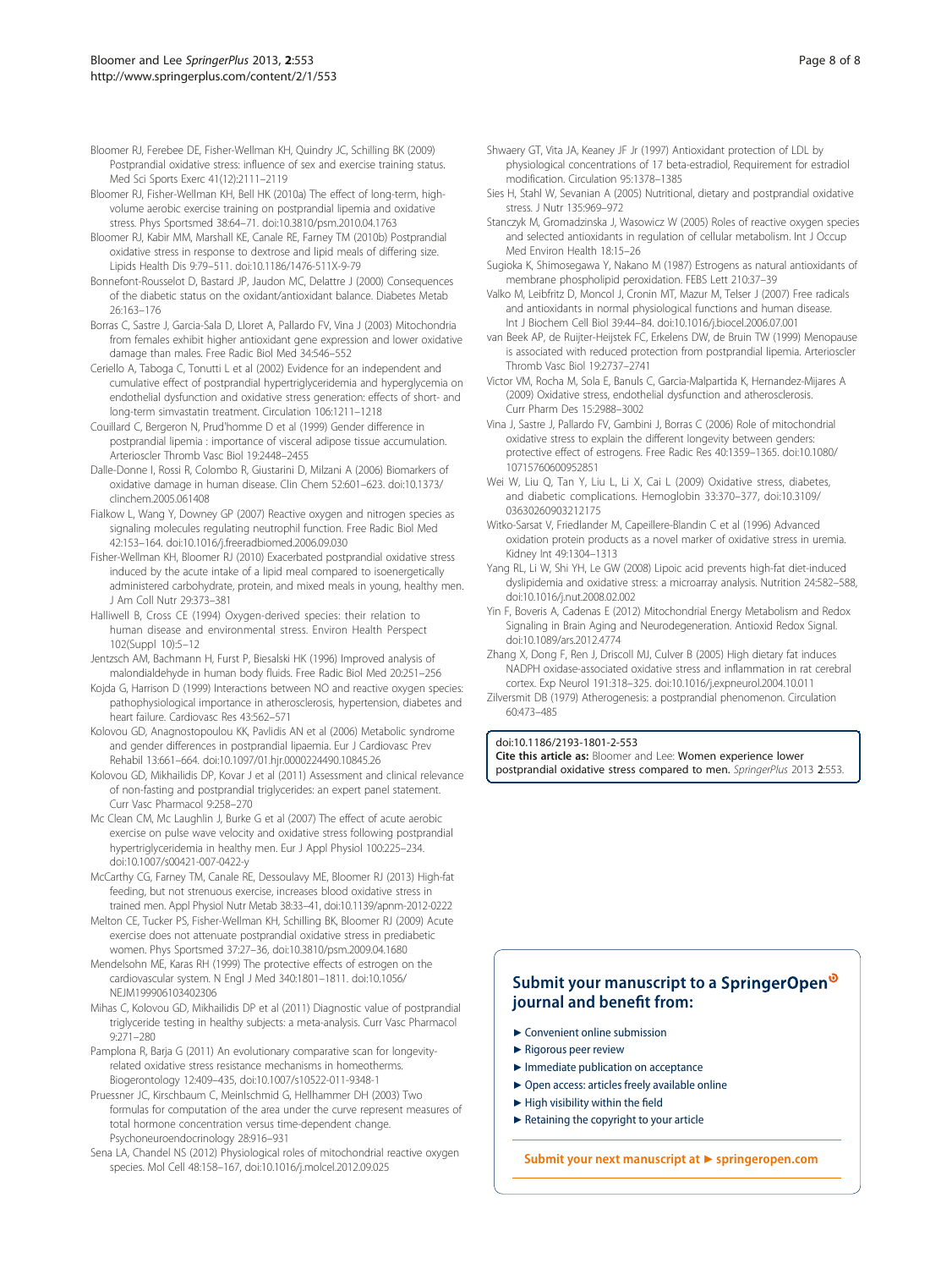Bloomer RJ, Ferebee DE, Fisher-Wellman KH, Quindry JC, Schilling BK (2009) Postprandial oxidative stress: influence of sex and exercise training status. Med Sci Sports Exerc 41(12):2111–2119

Bloomer RJ, Fisher-Wellman KH, Bell HK (2010a) The effect of long-term, high-volume aerobic exercise training on postprandial lipemia and oxidative stress. Phys Sportsmed 38:64–71. doi:10.3810/psm.2010.04.1763

Bloomer RJ, Kabir MM, Marshall KE, Canale RE, Farney TM (2010b) Postprandial oxidative stress in response to dextrose and lipid meals of differing size. Lipids Health Dis 9:79–511. doi:10.1186/1476-511X-9-79

Bonnefont-Rousselot D, Bastard JP, Jaudon MC, Delattre J (2000) Consequences of the diabetic status on the oxidant/antioxidant balance. Diabetes Metab 26:163–176

Borras C, Sastre J, Garcia-Sala D, Lloret A, Pallardo FV, Vina J (2003) Mitochondria from females exhibit higher antioxidant gene expression and lower oxidative damage than males. Free Radic Biol Med 34:546–552

Ceriello A, Taboga C, Tonutti L et al (2002) Evidence for an independent and cumulative effect of postprandial hypertriglyceridemia and hyperglycemia on endothelial dysfunction and oxidative stress generation: effects of short- and long-term simvastatin treatment. Circulation 106:1211–1218

Couillard C, Bergeron N, Prud'homme D et al (1999) Gender difference in postprandial lipemia : importance of visceral adipose tissue accumulation. Arterioscler Thromb Vasc Biol 19:2448–2455

Dalle-Donne I, Rossi R, Colombo R, Giustarini D, Milzani A (2006) Biomarkers of oxidative damage in human disease. Clin Chem 52:601–623. doi:10.1373/clinchem.2005.061408

Fialkow L, Wang Y, Downey GP (2007) Reactive oxygen and nitrogen species as signaling molecules regulating neutrophil function. Free Radic Biol Med 42:153–164. doi:10.1016/j.freeradbiomed.2006.09.030

Fisher-Wellman KH, Bloomer RJ (2010) Exacerbated postprandial oxidative stress induced by the acute intake of a lipid meal compared to isoenergetically administered carbohydrate, protein, and mixed meals in young, healthy men. J Am Coll Nutr 29:373–381

Halliwell B, Cross CE (1994) Oxygen-derived species: their relation to human disease and environmental stress. Environ Health Perspect 102(Suppl 10):5–12

Jentzsch AM, Bachmann H, Furst P, Biesalski HK (1996) Improved analysis of malondialdehyde in human body fluids. Free Radic Biol Med 20:251–256

Kojda G, Harrison D (1999) Interactions between NO and reactive oxygen species: pathophysiological importance in atherosclerosis, hypertension, diabetes and heart failure. Cardiovasc Res 43:562–571

Kolovou GD, Anagnostopoulou KK, Pavlidis AN et al (2006) Metabolic syndrome and gender differences in postprandial lipaemia. Eur J Cardiovasc Prev Rehabil 13:661–664. doi:10.1097/01.hjr.0000224490.10845.26

Kolovou GD, Mikhailidis DP, Kovar J et al (2011) Assessment and clinical relevance of non-fasting and postprandial triglycerides: an expert panel statement. Curr Vasc Pharmacol 9:258–270

Mc Clean CM, Mc Laughlin J, Burke G et al (2007) The effect of acute aerobic exercise on pulse wave velocity and oxidative stress following postprandial hypertriglyceridemia in healthy men. Eur J Appl Physiol 100:225–234. doi:10.1007/s00421-007-0422-y

McCarthy CG, Farney TM, Canale RE, Dessoulavy ME, Bloomer RJ (2013) High-fat feeding, but not strenuous exercise, increases blood oxidative stress in trained men. Appl Physiol Nutr Metab 38:33–41, doi:10.1139/apnm-2012-0222

Melton CE, Tucker PS, Fisher-Wellman KH, Schilling BK, Bloomer RJ (2009) Acute exercise does not attenuate postprandial oxidative stress in prediabetic women. Phys Sportsmed 37:27–36, doi:10.3810/psm.2009.04.1680

Mendelsohn ME, Karas RH (1999) The protective effects of estrogen on the cardiovascular system. N Engl J Med 340:1801–1811. doi:10.1056/NEJM199906103402306

Mihas C, Kolovou GD, Mikhailidis DP et al (2011) Diagnostic value of postprandial triglyceride testing in healthy subjects: a meta-analysis. Curr Vasc Pharmacol 9:271–280

Pamplona R, Barja G (2011) An evolutionary comparative scan for longevity-related oxidative stress resistance mechanisms in homeotherms. Biogerontology 12:409–435, doi:10.1007/s10522-011-9348-1

Pruessner JC, Kirschbaum C, Meinlschmid G, Hellhammer DH (2003) Two formulas for computation of the area under the curve represent measures of total hormone concentration versus time-dependent change. Psychoneuroendocrinology 28:916–931

Sena LA, Chandel NS (2012) Physiological roles of mitochondrial reactive oxygen species. Mol Cell 48:158–167, doi:10.1016/j.molcel.2012.09.025

Shwaery GT, Vita JA, Keaney JF Jr (1997) Antioxidant protection of LDL by physiological concentrations of 17 beta-estradiol, Requirement for estradiol modification. Circulation 95:1378–1385

Sies H, Stahl W, Sevanian A (2005) Nutritional, dietary and postprandial oxidative stress. J Nutr 135:969–972

Stanczyk M, Gromadzinska J, Wasowicz W (2005) Roles of reactive oxygen species and selected antioxidants in regulation of cellular metabolism. Int J Occup Med Environ Health 18:15–26

Sugioka K, Shimosegawa Y, Nakano M (1987) Estrogens as natural antioxidants of membrane phospholipid peroxidation. FEBS Lett 210:37–39

Valko M, Leibfritz D, Moncol J, Cronin MT, Mazur M, Telser J (2007) Free radicals and antioxidants in normal physiological functions and human disease. Int J Biochem Cell Biol 39:44–84. doi:10.1016/j.biocel.2006.07.001

van Beek AP, de Ruijter-Heijstek FC, Erkelens DW, de Bruin TW (1999) Menopause is associated with reduced protection from postprandial lipemia. Arterioscler Thromb Vasc Biol 19:2737–2741

Victor VM, Rocha M, Sola E, Banuls C, Garcia-Malpartida K, Hernandez-Mijares A (2009) Oxidative stress, endothelial dysfunction and atherosclerosis. Curr Pharm Des 15:2988–3002

Vina J, Sastre J, Pallardo FV, Gambini J, Borras C (2006) Role of mitochondrial oxidative stress to explain the different longevity between genders: protective effect of estrogens. Free Radic Res 40:1359–1365. doi:10.1080/10715760600952851

Wei W, Liu Q, Tan Y, Liu L, Li X, Cai L (2009) Oxidative stress, diabetes, and diabetic complications. Hemoglobin 33:370–377, doi:10.3109/03630260903212175

Witko-Sarsat V, Friedlander M, Capeillere-Blandin C et al (1996) Advanced oxidation protein products as a novel marker of oxidative stress in uremia. Kidney Int 49:1304–1313

Yang RL, Li W, Shi YH, Le GW (2008) Lipoic acid prevents high-fat diet-induced dyslipidemia and oxidative stress: a microarray analysis. Nutrition 24:582–588, doi:10.1016/j.nut.2008.02.002

Yin F, Boveris A, Cadenas E (2012) Mitochondrial Energy Metabolism and Redox Signaling in Brain Aging and Neurodegeneration. Antioxid Redox Signal. doi:10.1089/ars.2012.4774

Zhang X, Dong F, Ren J, Driscoll MJ, Culver B (2005) High dietary fat induces NADPH oxidase-associated oxidative stress and inflammation in rat cerebral cortex. Exp Neurol 191:318–325. doi:10.1016/j.expneurol.2004.10.011

Zilversmit DB (1979) Atherogenesis: a postprandial phenomenon. Circulation 60:473–485

doi:10.1186/2193-1801-2-553

**Cite this article as:** Bloomer and Lee: **Women experience lower postprandial oxidative stress compared to men.** *SpringerPlus* 2013 **2**:553.

## Submit your manuscript to a SpringerOpen journal and benefit from:

- ► Convenient online submission
- ► Rigorous peer review
- ► Immediate publication on acceptance
- ► Open access: articles freely available online
- ► High visibility within the field
- ► Retaining the copyright to your article

**Submit your next manuscript at ► springeropen.com**